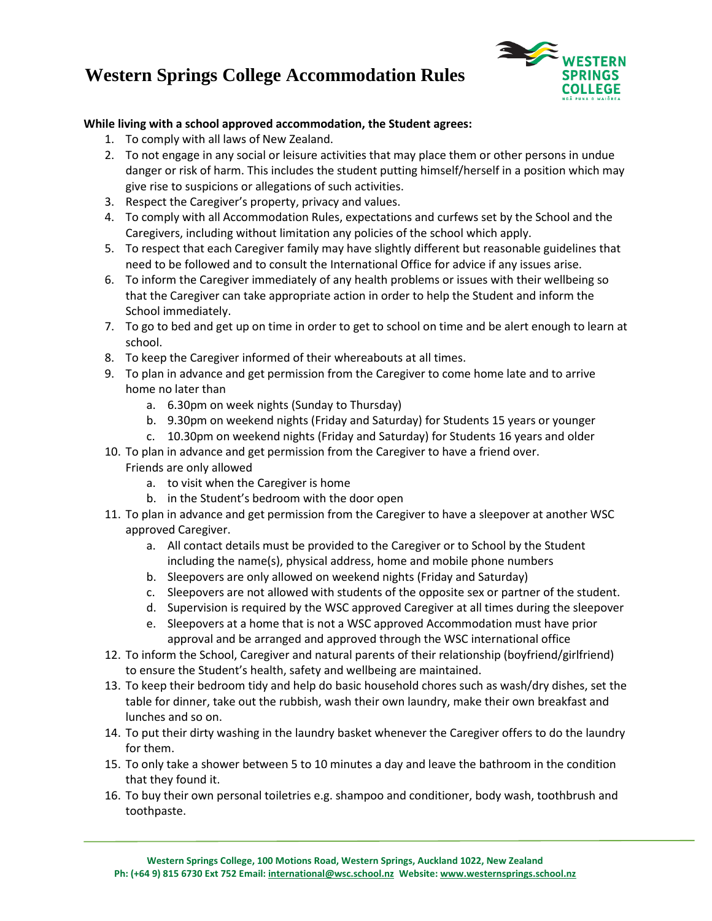# Western Springs College Accommodation Rules

**While living with a school approved accommodation, the Student agrees:**

1. To comply with all laws of New Zealand.
2. To not engage in any social or leisure activities that may place them or other persons in undue danger or risk of harm. This includes the student putting himself/herself in a position which may give rise to suspicions or allegations of such activities.
3. Respect the Caregiver's property, privacy and values.
4. To comply with all Accommodation Rules, expectations and curfews set by the School and the Caregivers, including without limitation any policies of the school which apply.
5. To respect that each Caregiver family may have slightly different but reasonable guidelines that need to be followed and to consult the International Office for advice if any issues arise.
6. To inform the Caregiver immediately of any health problems or issues with their wellbeing so that the Caregiver can take appropriate action in order to help the Student and inform the School immediately.
7. To go to bed and get up on time in order to get to school on time and be alert enough to learn at school.
8. To keep the Caregiver informed of their whereabouts at all times.
9. To plan in advance and get permission from the Caregiver to come home late and to arrive home no later than
   a. 6.30pm on week nights (Sunday to Thursday)
   b. 9.30pm on weekend nights (Friday and Saturday) for Students 15 years or younger
   c. 10.30pm on weekend nights (Friday and Saturday) for Students 16 years and older
10. To plan in advance and get permission from the Caregiver to have a friend over.
    Friends are only allowed
    a. to visit when the Caregiver is home
    b. in the Student's bedroom with the door open
11. To plan in advance and get permission from the Caregiver to have a sleepover at another WSC approved Caregiver.
    a. All contact details must be provided to the Caregiver or to School by the Student including the name(s), physical address, home and mobile phone numbers
    b. Sleepovers are only allowed on weekend nights (Friday and Saturday)
    c. Sleepovers are not allowed with students of the opposite sex or partner of the student.
    d. Supervision is required by the WSC approved Caregiver at all times during the sleepover
    e. Sleepovers at a home that is not a WSC approved Accommodation must have prior approval and be arranged and approved through the WSC international office
12. To inform the School, Caregiver and natural parents of their relationship (boyfriend/girlfriend) to ensure the Student's health, safety and wellbeing are maintained.
13. To keep their bedroom tidy and help do basic household chores such as wash/dry dishes, set the table for dinner, take out the rubbish, wash their own laundry, make their own breakfast and lunches and so on.
14. To put their dirty washing in the laundry basket whenever the Caregiver offers to do the laundry for them.
15. To only take a shower between 5 to 10 minutes a day and leave the bathroom in the condition that they found it.
16. To buy their own personal toiletries e.g. shampoo and conditioner, body wash, toothbrush and toothpaste.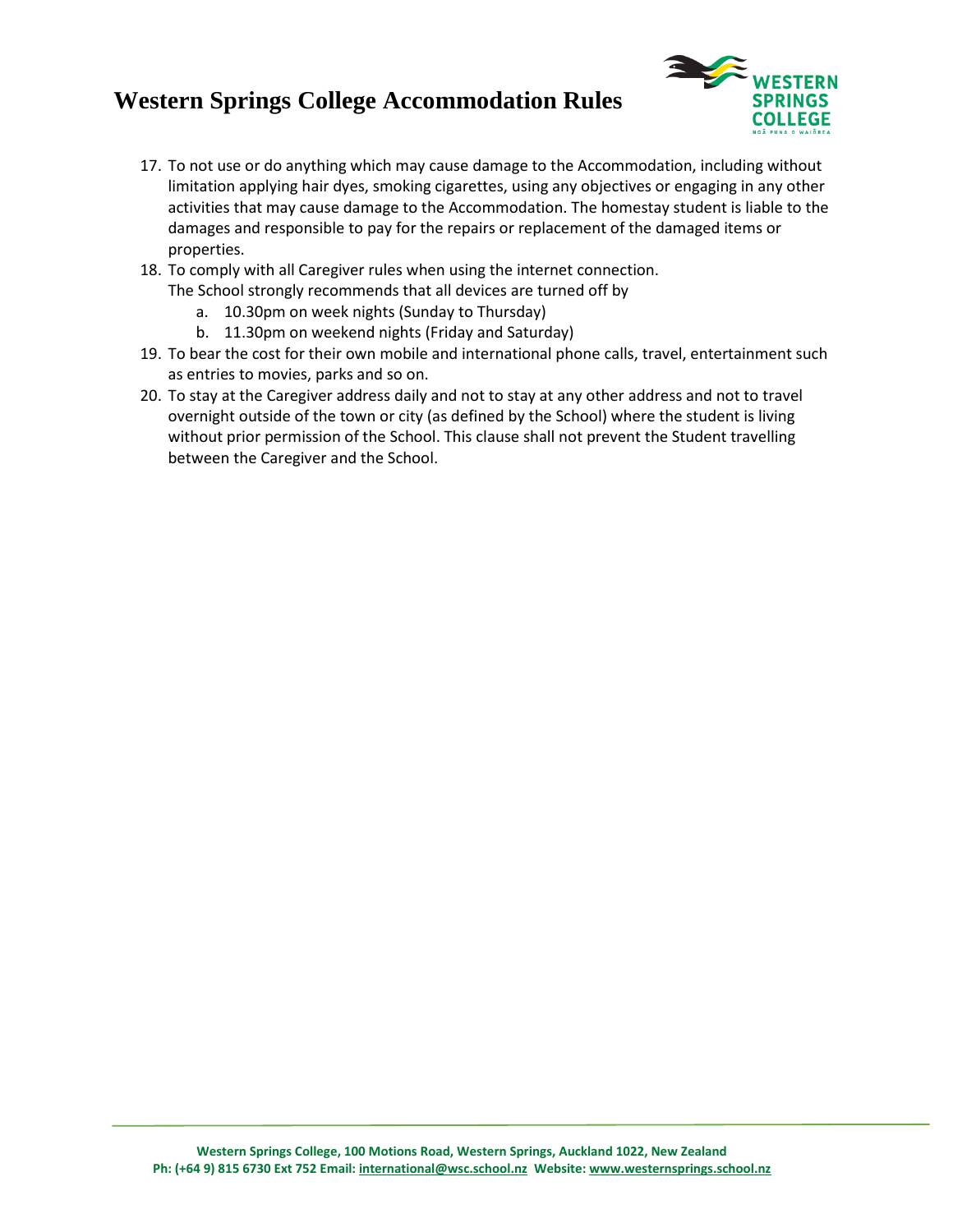# Western Springs College Accommodation Rules

17. To not use or do anything which may cause damage to the Accommodation, including without limitation applying hair dyes, smoking cigarettes, using any objectives or engaging in any other activities that may cause damage to the Accommodation. The homestay student is liable to the damages and responsible to pay for the repairs or replacement of the damaged items or properties.
18. To comply with all Caregiver rules when using the internet connection.
    The School strongly recommends that all devices are turned off by
    a. 10.30pm on week nights (Sunday to Thursday)
    b. 11.30pm on weekend nights (Friday and Saturday)
19. To bear the cost for their own mobile and international phone calls, travel, entertainment such as entries to movies, parks and so on.
20. To stay at the Caregiver address daily and not to stay at any other address and not to travel overnight outside of the town or city (as defined by the School) where the student is living without prior permission of the School. This clause shall not prevent the Student travelling between the Caregiver and the School.